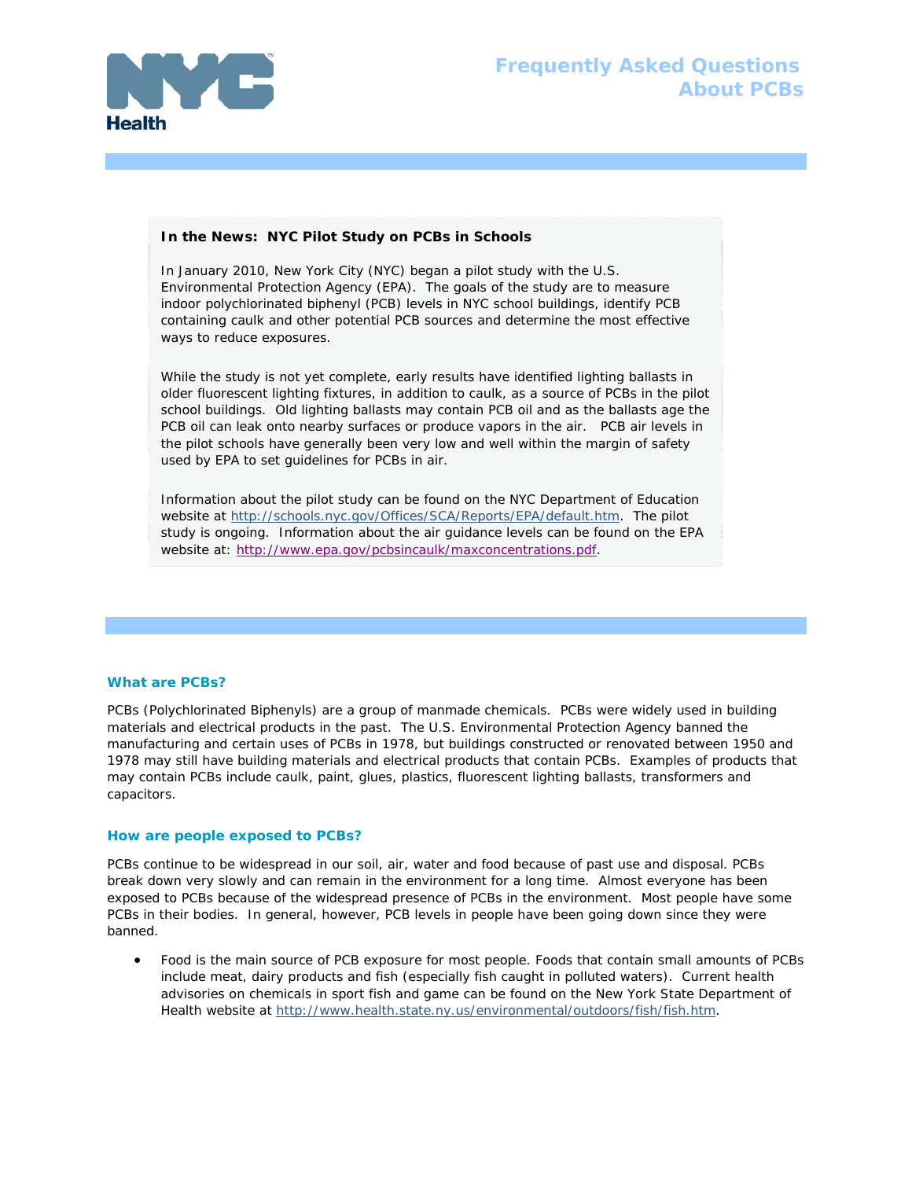# Frequently Asked Questions About PCBs

**In the News: NYC Pilot Study on PCBs in Schools**

In January 2010, New York City (NYC) began a pilot study with the U.S. Environmental Protection Agency (EPA). The goals of the study are to measure indoor polychlorinated biphenyl (PCB) levels in NYC school buildings, identify PCB containing caulk and other potential PCB sources and determine the most effective ways to reduce exposures.

While the study is not yet complete, early results have identified lighting ballasts in older fluorescent lighting fixtures, in addition to caulk, as a source of PCBs in the pilot school buildings. Old lighting ballasts may contain PCB oil and as the ballasts age the PCB oil can leak onto nearby surfaces or produce vapors in the air. PCB air levels in the pilot schools have generally been very low and well within the margin of safety used by EPA to set guidelines for PCBs in air.

Information about the pilot study can be found on the NYC Department of Education website at http://schools.nyc.gov/Offices/SCA/Reports/EPA/default.htm. The pilot study is ongoing. Information about the air guidance levels can be found on the EPA website at: http://www.epa.gov/pcbsincaulk/maxconcentrations.pdf.

## What are PCBs?

PCBs (Polychlorinated Biphenyls) are a group of manmade chemicals. PCBs were widely used in building materials and electrical products in the past. The U.S. Environmental Protection Agency banned the manufacturing and certain uses of PCBs in 1978, but buildings constructed or renovated between 1950 and 1978 may still have building materials and electrical products that contain PCBs. Examples of products that may contain PCBs include caulk, paint, glues, plastics, fluorescent lighting ballasts, transformers and capacitors.

## How are people exposed to PCBs?

PCBs continue to be widespread in our soil, air, water and food because of past use and disposal. PCBs break down very slowly and can remain in the environment for a long time. Almost everyone has been exposed to PCBs because of the widespread presence of PCBs in the environment. Most people have some PCBs in their bodies. In general, however, PCB levels in people have been going down since they were banned.

- Food is the main source of PCB exposure for most people. Foods that contain small amounts of PCBs include meat, dairy products and fish (especially fish caught in polluted waters). Current health advisories on chemicals in sport fish and game can be found on the New York State Department of Health website at http://www.health.state.ny.us/environmental/outdoors/fish/fish.htm.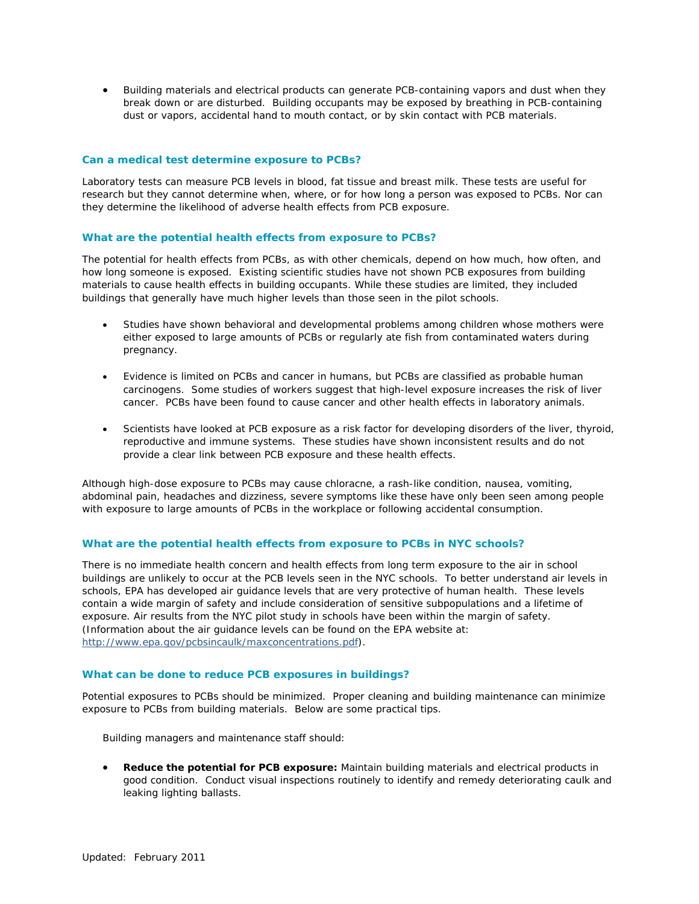- Building materials and electrical products can generate PCB-containing vapors and dust when they break down or are disturbed. Building occupants may be exposed by breathing in PCB-containing dust or vapors, accidental hand to mouth contact, or by skin contact with PCB materials.

### Can a medical test determine exposure to PCBs?

Laboratory tests can measure PCB levels in blood, fat tissue and breast milk. These tests are useful for research but they cannot determine when, where, or for how long a person was exposed to PCBs. Nor can they determine the likelihood of adverse health effects from PCB exposure.

### What are the potential health effects from exposure to PCBs?

The potential for health effects from PCBs, as with other chemicals, depend on how much, how often, and how long someone is exposed. Existing scientific studies have not shown PCB exposures from building materials to cause health effects in building occupants. While these studies are limited, they included buildings that generally have much higher levels than those seen in the pilot schools.

- Studies have shown behavioral and developmental problems among children whose mothers were either exposed to large amounts of PCBs or regularly ate fish from contaminated waters during pregnancy.

- Evidence is limited on PCBs and cancer in humans, but PCBs are classified as probable human carcinogens. Some studies of workers suggest that high-level exposure increases the risk of liver cancer. PCBs have been found to cause cancer and other health effects in laboratory animals.

- Scientists have looked at PCB exposure as a risk factor for developing disorders of the liver, thyroid, reproductive and immune systems. These studies have shown inconsistent results and do not provide a clear link between PCB exposure and these health effects.

Although high-dose exposure to PCBs may cause chloracne, a rash-like condition, nausea, vomiting, abdominal pain, headaches and dizziness, severe symptoms like these have only been seen among people with exposure to large amounts of PCBs in the workplace or following accidental consumption.

### What are the potential health effects from exposure to PCBs in NYC schools?

There is no immediate health concern and health effects from long term exposure to the air in school buildings are unlikely to occur at the PCB levels seen in the NYC schools. To better understand air levels in schools, EPA has developed air guidance levels that are very protective of human health. These levels contain a wide margin of safety and include consideration of sensitive subpopulations and a lifetime of exposure. Air results from the NYC pilot study in schools have been within the margin of safety. (Information about the air guidance levels can be found on the EPA website at: http://www.epa.gov/pcbsincaulk/maxconcentrations.pdf).

### What can be done to reduce PCB exposures in buildings?

Potential exposures to PCBs should be minimized. Proper cleaning and building maintenance can minimize exposure to PCBs from building materials. Below are some practical tips.

Building managers and maintenance staff should:

- **Reduce the potential for PCB exposure:** Maintain building materials and electrical products in good condition. Conduct visual inspections routinely to identify and remedy deteriorating caulk and leaking lighting ballasts.

Updated: February 2011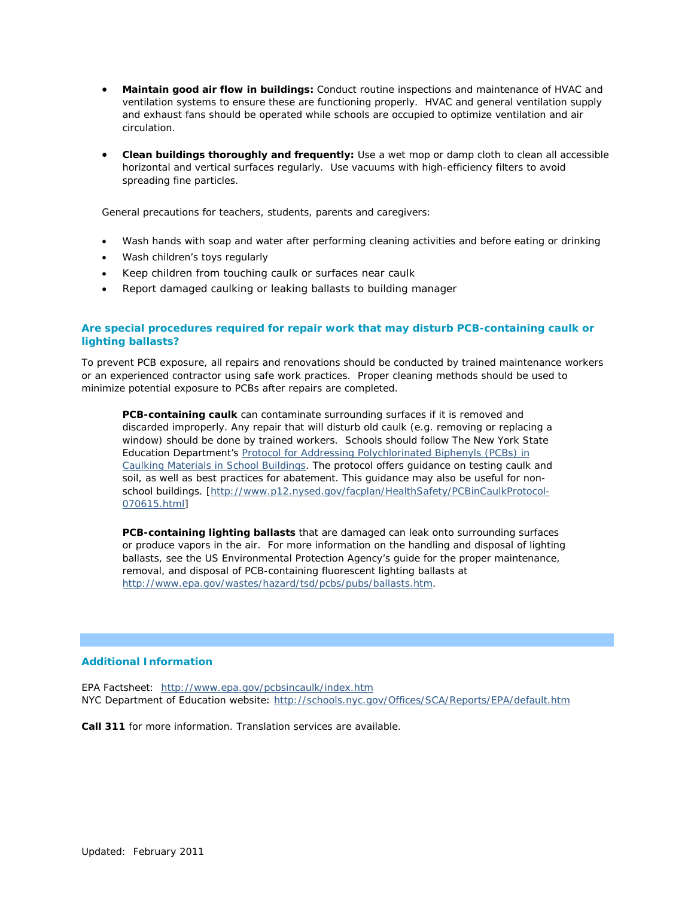- **Maintain good air flow in buildings:** Conduct routine inspections and maintenance of HVAC and ventilation systems to ensure these are functioning properly. HVAC and general ventilation supply and exhaust fans should be operated while schools are occupied to optimize ventilation and air circulation.

- **Clean buildings thoroughly and frequently:** Use a wet mop or damp cloth to clean all accessible horizontal and vertical surfaces regularly. Use vacuums with high-efficiency filters to avoid spreading fine particles.

General precautions for teachers, students, parents and caregivers:

- Wash hands with soap and water after performing cleaning activities and before eating or drinking
- Wash children's toys regularly
- Keep children from touching caulk or surfaces near caulk
- Report damaged caulking or leaking ballasts to building manager

### Are special procedures required for repair work that may disturb PCB-containing caulk or lighting ballasts?

To prevent PCB exposure, all repairs and renovations should be conducted by trained maintenance workers or an experienced contractor using safe work practices. Proper cleaning methods should be used to minimize potential exposure to PCBs after repairs are completed.

**PCB-containing caulk** can contaminate surrounding surfaces if it is removed and discarded improperly. Any repair that will disturb old caulk (e.g. removing or replacing a window) should be done by trained workers. Schools should follow The New York State Education Department's Protocol for Addressing Polychlorinated Biphenyls (PCBs) in Caulking Materials in School Buildings. The protocol offers guidance on testing caulk and soil, as well as best practices for abatement. This guidance may also be useful for non-school buildings. [http://www.p12.nysed.gov/facplan/HealthSafety/PCBinCaulkProtocol-070615.html]

**PCB-containing lighting ballasts** that are damaged can leak onto surrounding surfaces or produce vapors in the air. For more information on the handling and disposal of lighting ballasts, see the US Environmental Protection Agency's guide for the proper maintenance, removal, and disposal of PCB-containing fluorescent lighting ballasts at http://www.epa.gov/wastes/hazard/tsd/pcbs/pubs/ballasts.htm.

### Additional Information

EPA Factsheet: http://www.epa.gov/pcbsincaulk/index.htm
NYC Department of Education website: http://schools.nyc.gov/Offices/SCA/Reports/EPA/default.htm

**Call 311** for more information. Translation services are available.

Updated: February 2011